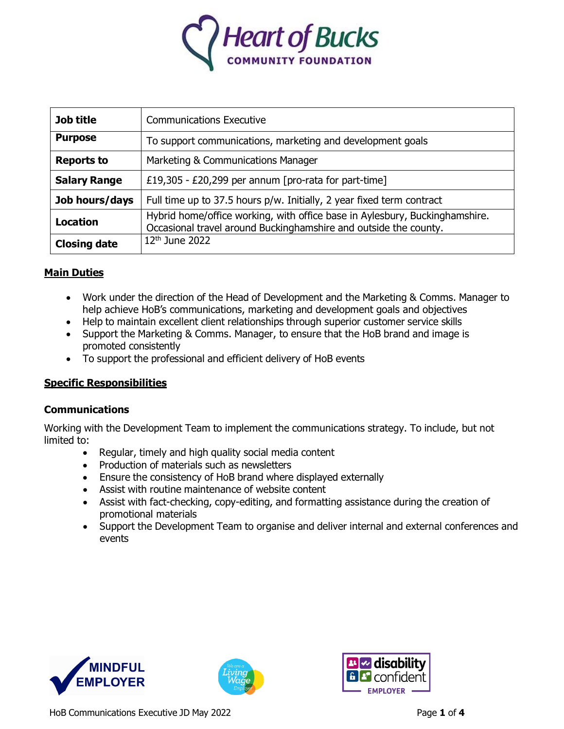| Job title | Communications Executive |
|---|---|
| Purpose | To support communications, marketing and development goals |
| Reports to | Marketing & Communications Manager |
| Salary Range | £19,305 - £20,299 per annum [pro-rata for part-time] |
| Job hours/days | Full time up to 37.5 hours p/w. Initially, 2 year fixed term contract |
| Location | Hybrid home/office working, with office base in Aylesbury, Buckinghamshire. Occasional travel around Buckinghamshire and outside the county. |
| Closing date | 12th June 2022 |

## Main Duties

- Work under the direction of the Head of Development and the Marketing & Comms. Manager to help achieve HoB's communications, marketing and development goals and objectives
- Help to maintain excellent client relationships through superior customer service skills
- Support the Marketing & Comms. Manager, to ensure that the HoB brand and image is promoted consistently
- To support the professional and efficient delivery of HoB events

## Specific Responsibilities

### Communications

Working with the Development Team to implement the communications strategy. To include, but not limited to:

- Regular, timely and high quality social media content
- Production of materials such as newsletters
- Ensure the consistency of HoB brand where displayed externally
- Assist with routine maintenance of website content
- Assist with fact-checking, copy-editing, and formatting assistance during the creation of promotional materials
- Support the Development Team to organise and deliver internal and external conferences and events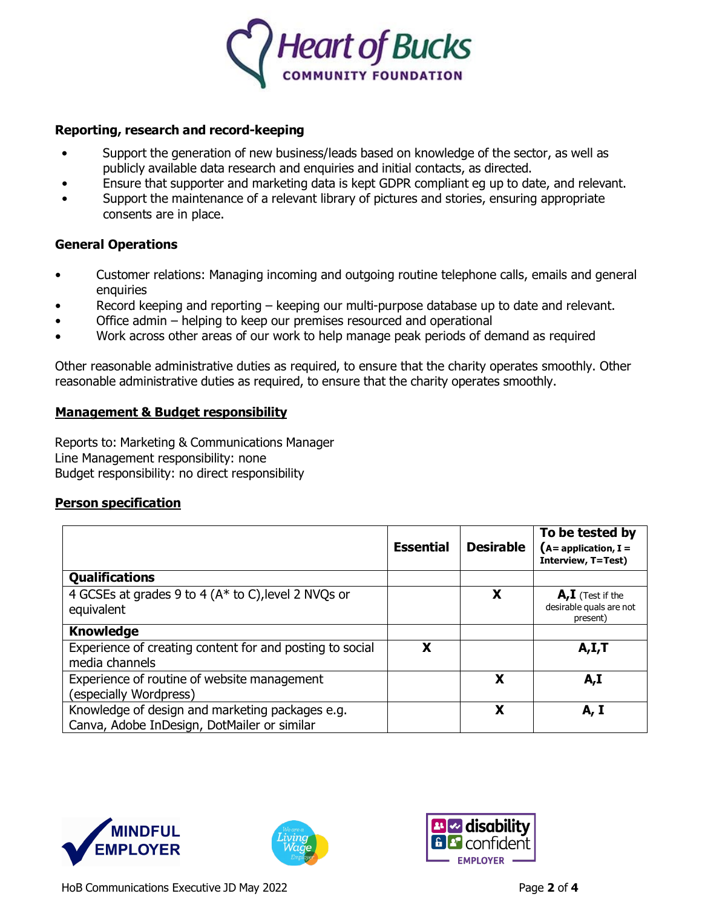### Reporting, research and record-keeping

- Support the generation of new business/leads based on knowledge of the sector, as well as publicly available data research and enquiries and initial contacts, as directed.
- Ensure that supporter and marketing data is kept GDPR compliant eg up to date, and relevant.
- Support the maintenance of a relevant library of pictures and stories, ensuring appropriate consents are in place.

### General Operations

- Customer relations: Managing incoming and outgoing routine telephone calls, emails and general enquiries
- Record keeping and reporting – keeping our multi-purpose database up to date and relevant.
- Office admin – helping to keep our premises resourced and operational
- Work across other areas of our work to help manage peak periods of demand as required

Other reasonable administrative duties as required, to ensure that the charity operates smoothly. Other reasonable administrative duties as required, to ensure that the charity operates smoothly.

### Management & Budget responsibility

Reports to: Marketing & Communications Manager
Line Management responsibility: none
Budget responsibility: no direct responsibility

### Person specification

| | Essential | Desirable | To be tested by (A= application, I = Interview, T=Test) |
|---|---|---|---|
| **Qualifications** | | | |
| 4 GCSEs at grades 9 to 4 (A* to C),level 2 NVQs or equivalent | | X | **A,I** (Test if the desirable quals are not present) |
| **Knowledge** | | | |
| Experience of creating content for and posting to social media channels | X | | **A,I,T** |
| Experience of routine of website management (especially Wordpress) | | X | **A,I** |
| Knowledge of design and marketing packages e.g. Canva, Adobe InDesign, DotMailer or similar | | X | **A, I** |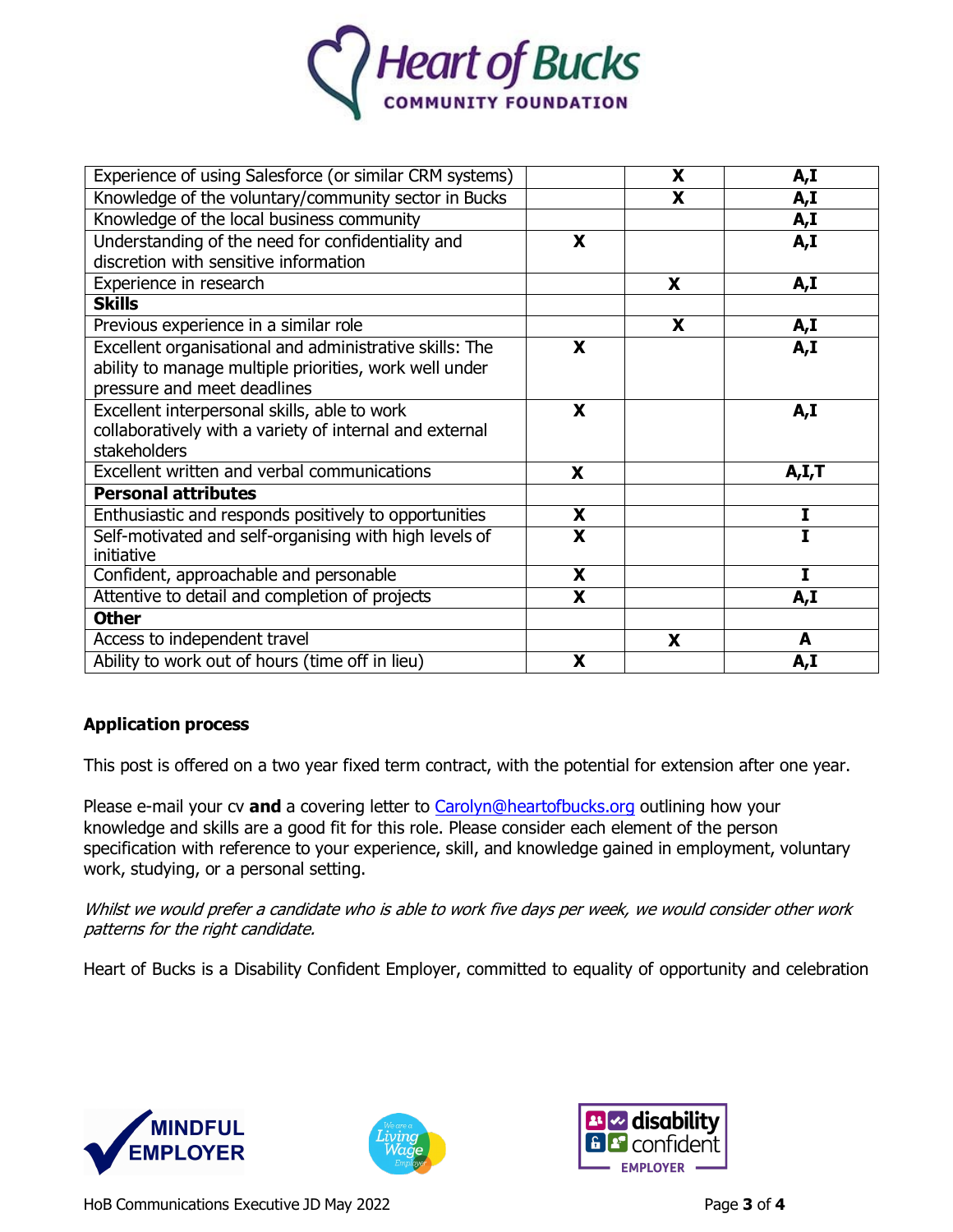| | | | |
|---|---|---|---|
| Experience of using Salesforce (or similar CRM systems) | | X | A,I |
| Knowledge of the voluntary/community sector in Bucks | | X | A,I |
| Knowledge of the local business community | | | A,I |
| Understanding of the need for confidentiality and discretion with sensitive information | X | | A,I |
| Experience in research | | X | A,I |
| **Skills** | | | |
| Previous experience in a similar role | | X | A,I |
| Excellent organisational and administrative skills: The ability to manage multiple priorities, work well under pressure and meet deadlines | X | | A,I |
| Excellent interpersonal skills, able to work collaboratively with a variety of internal and external stakeholders | X | | A,I |
| Excellent written and verbal communications | X | | A,I,T |
| **Personal attributes** | | | |
| Enthusiastic and responds positively to opportunities | X | | I |
| Self-motivated and self-organising with high levels of initiative | X | | I |
| Confident, approachable and personable | X | | I |
| Attentive to detail and completion of projects | X | | A,I |
| **Other** | | | |
| Access to independent travel | | X | A |
| Ability to work out of hours (time off in lieu) | X | | A,I |

## Application process

This post is offered on a two year fixed term contract, with the potential for extension after one year.

Please e-mail your cv **and** a covering letter to Carolyn@heartofbucks.org outlining how your knowledge and skills are a good fit for this role. Please consider each element of the person specification with reference to your experience, skill, and knowledge gained in employment, voluntary work, studying, or a personal setting.

*Whilst we would prefer a candidate who is able to work five days per week, we would consider other work patterns for the right candidate.*

Heart of Bucks is a Disability Confident Employer, committed to equality of opportunity and celebration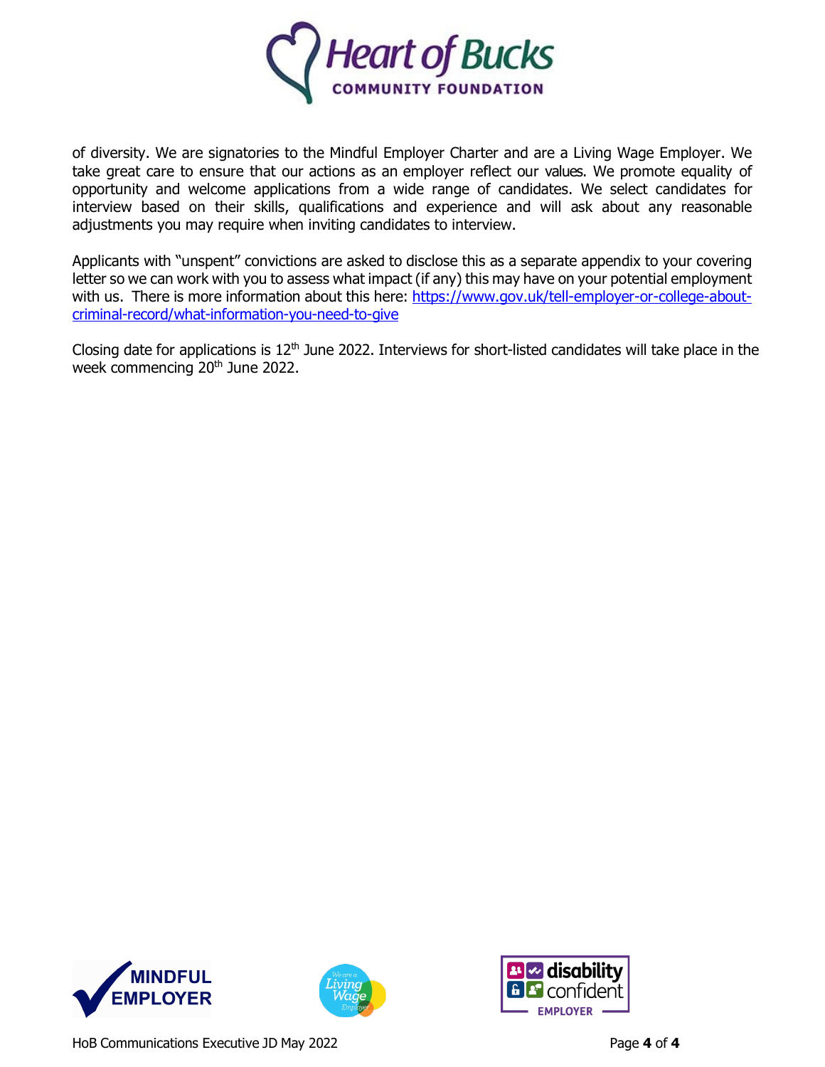of diversity. We are signatories to the Mindful Employer Charter and are a Living Wage Employer. We take great care to ensure that our actions as an employer reflect our values. We promote equality of opportunity and welcome applications from a wide range of candidates. We select candidates for interview based on their skills, qualifications and experience and will ask about any reasonable adjustments you may require when inviting candidates to interview.

Applicants with "unspent" convictions are asked to disclose this as a separate appendix to your covering letter so we can work with you to assess what impact (if any) this may have on your potential employment with us. There is more information about this here: [https://www.gov.uk/tell-employer-or-college-about-criminal-record/what-information-you-need-to-give](https://www.gov.uk/tell-employer-or-college-about-criminal-record/what-information-you-need-to-give)

Closing date for applications is 12th June 2022. Interviews for short-listed candidates will take place in the week commencing 20th June 2022.